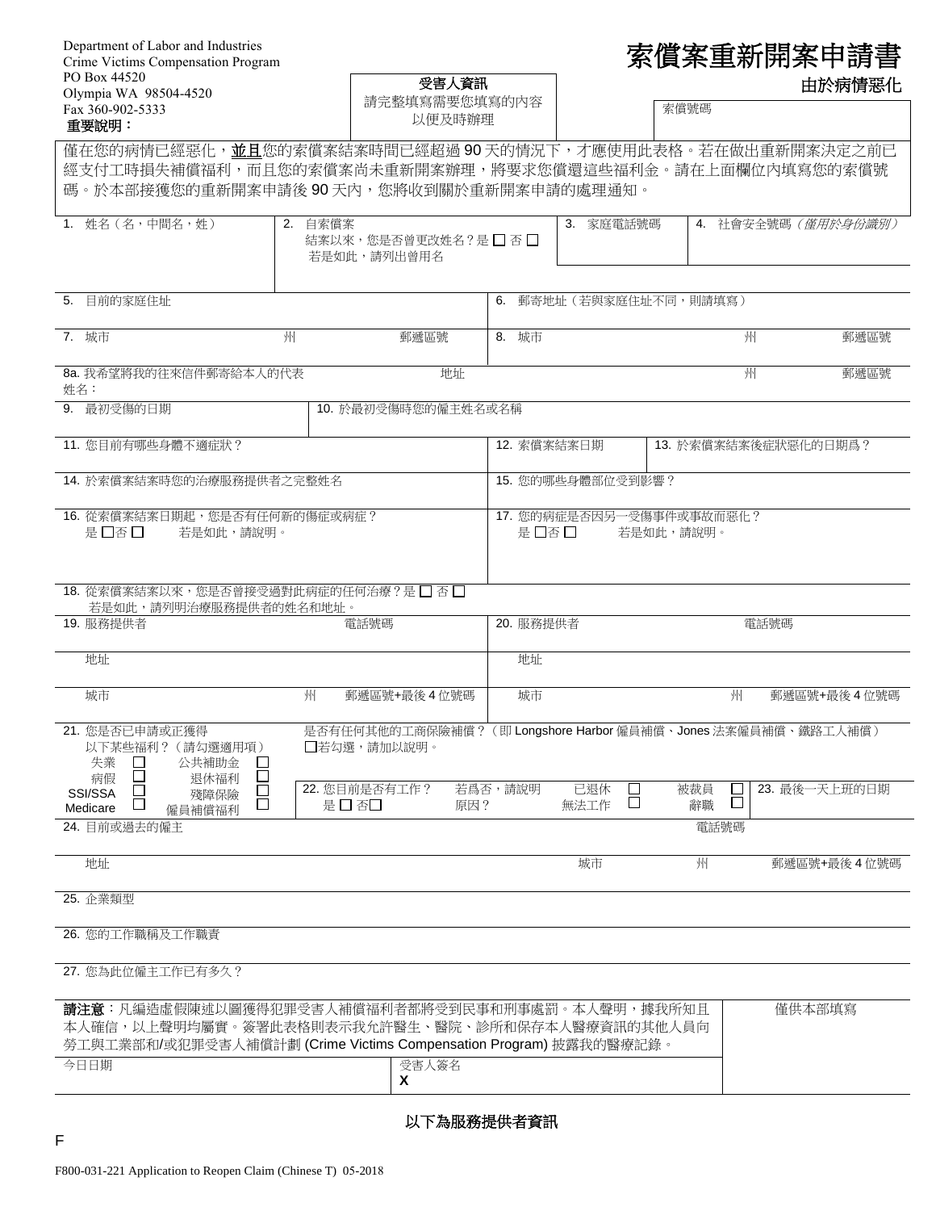Department of Labor and Industries
Crime Victims Compensation Program
PO Box 44520
Olympia WA 98504-4520
Fax 360-902-5333

# 索償案重新開案申請書

## 由於病情惡化

**受害人資訊**
請完整填寫需要您填寫的內容以便及時辦理

索償號碼

**重要說明：**

僅在您的病情已經惡化，**並且**您的索償案結案時間已經超過 90 天的情況下，才應使用此表格。若在做出重新開案決定之前已經支付工時損失補償福利，而且您的索償案尚未重新開案辦理，將要求您償還這些福利金。請在上面欄位內填寫您的索償號碼。於本部接獲您的重新開案申請後 90 天內，您將收到關於重新開案申請的處理通知。

| 1. 姓名（名，中間名，姓） | 2. 自索償案結案以來，您是否曾更改姓名？是 ☐ 否 ☐ 若是如此，請列出曾用名 | 3. 家庭電話號碼 | 4. 社會安全號碼 *（僅用於身份識別）* |
|---|---|---|---|

| 5. 目前的家庭住址 | 6. 郵寄地址（若與家庭住址不同，則請填寫） |
|---|---|
| 7. 城市　州　郵遞區號 | 8. 城市　州　郵遞區號 |
| 8a. 我希望將我的往來信件郵寄給本人的代表 姓名：　地址　州　郵遞區號 | |

| 9. 最初受傷的日期 | 10. 於最初受傷時您的僱主姓名或名稱 |
|---|---|

| 11. 您目前有哪些身體不適症狀？ | 12. 索償案結案日期 | 13. 於索償案結案後症狀惡化的日期爲？ |
|---|---|---|

| 14. 於索償案結案時您的治療服務提供者之完整姓名 | 15. 您的哪些身體部位受到影響？ |
|---|---|
| 16. 從索償案結案日期起，您是否有任何新的傷症或病症？ 是 ☐ 否 ☐ 若是如此，請說明。 | 17. 您的病症是否因另一受傷事件或事故而惡化？ 是 ☐ 否 ☐ 若是如此，請說明。 |

18. 從索償案結案以來，您是否曾接受過對此病症的任何治療？是 ☐ 否 ☐
若是如此，請列明治療服務提供者的姓名和地址。

| 19. 服務提供者　電話號碼 | 20. 服務提供者　電話號碼 |
|---|---|
| 地址 | 地址 |
| 城市　州　郵遞區號+最後 4 位號碼 | 城市　州　郵遞區號+最後 4 位號碼 |

21. 您是否已申請或正獲得以下某些福利？（請勾選適用項）
失業 ☐　公共補助金 ☐
病假 ☐　退休福利 ☐
SSI/SSA ☐　殘障保險 ☐
Medicare ☐　僱員補償福利 ☐

是否有任何其他的工商保險補償？（即 Longshore Harbor 僱員補償、Jones 法案僱員補償、鐵路工人補償）
☐若勾選，請加以說明。

| 22. 您目前是否有工作？ 是 ☐ 否 ☐ | 若爲否，請說明原因？ | 已退休 ☐ 無法工作 ☐ | 被裁員 ☐ 辭職 ☐ | 23. 最後一天上班的日期 |
|---|---|---|---|---|

| 24. 目前或過去的僱主　電話號碼 |
|---|
| 地址　城市　州　郵遞區號+最後 4 位號碼 |
| 25. 企業類型 |
| 26. 您的工作職稱及工作職責 |
| 27. 您為此位僱主工作已有多久？ |

**請注意**：凡編造虛假陳述以圖獲得犯罪受害人補償福利者都將受到民事和刑事處罰。本人聲明，據我所知且本人確信，以上聲明均屬實。簽署此表格則表示我允許醫生、醫院、診所和保存本人醫療資訊的其他人員向勞工與工業部和/或犯罪受害人補償計劃 (Crime Victims Compensation Program) 披露我的醫療記錄。

僅供本部填寫

| 今日日期 | 受害人簽名 **X** |
|---|---|

**以下為服務提供者資訊**

F

F800-031-221 Application to Reopen Claim (Chinese T) 05-2018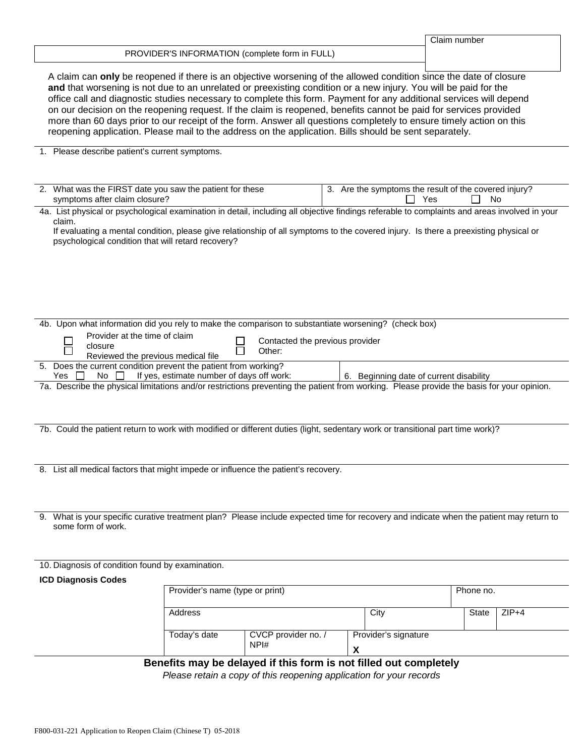| Claim number |
|---|
| |

PROVIDER'S INFORMATION (complete form in FULL)

A claim can **only** be reopened if there is an objective worsening of the allowed condition since the date of closure **and** that worsening is not due to an unrelated or preexisting condition or a new injury. You will be paid for the office call and diagnostic studies necessary to complete this form. Payment for any additional services will depend on our decision on the reopening request. If the claim is reopened, benefits cannot be paid for services provided more than 60 days prior to our receipt of the form. Answer all questions completely to ensure timely action on this reopening application. Please mail to the address on the application. Bills should be sent separately.

1. Please describe patient's current symptoms.

2. What was the FIRST date you saw the patient for these symptoms after claim closure?

3. Are the symptoms the result of the covered injury? ☐ Yes ☐ No

4a. List physical or psychological examination in detail, including all objective findings referable to complaints and areas involved in your claim.
If evaluating a mental condition, please give relationship of all symptoms to the covered injury. Is there a preexisting physical or psychological condition that will retard recovery?

4b. Upon what information did you rely to make the comparison to substantiate worsening? (check box)

☐ Provider at the time of claim closure
☐ Reviewed the previous medical file
☐ Contacted the previous provider
☐ Other:

5. Does the current condition prevent the patient from working?
Yes ☐ No ☐ If yes, estimate number of days off work:

6. Beginning date of current disability

7a. Describe the physical limitations and/or restrictions preventing the patient from working. Please provide the basis for your opinion.

7b. Could the patient return to work with modified or different duties (light, sedentary work or transitional part time work)?

8. List all medical factors that might impede or influence the patient's recovery.

9. What is your specific curative treatment plan? Please include expected time for recovery and indicate when the patient may return to some form of work.

10. Diagnosis of condition found by examination.

**ICD Diagnosis Codes**

| Provider's name (type or print) | | | | Phone no. | |
|---|---|---|---|---|---|
| Address | | | City | State | ZIP+4 |
| Today's date | CVCP provider no. / NPI# | Provider's signature<br>X | | | |

**Benefits may be delayed if this form is not filled out completely**

*Please retain a copy of this reopening application for your records*

F800-031-221 Application to Reopen Claim (Chinese T) 05-2018